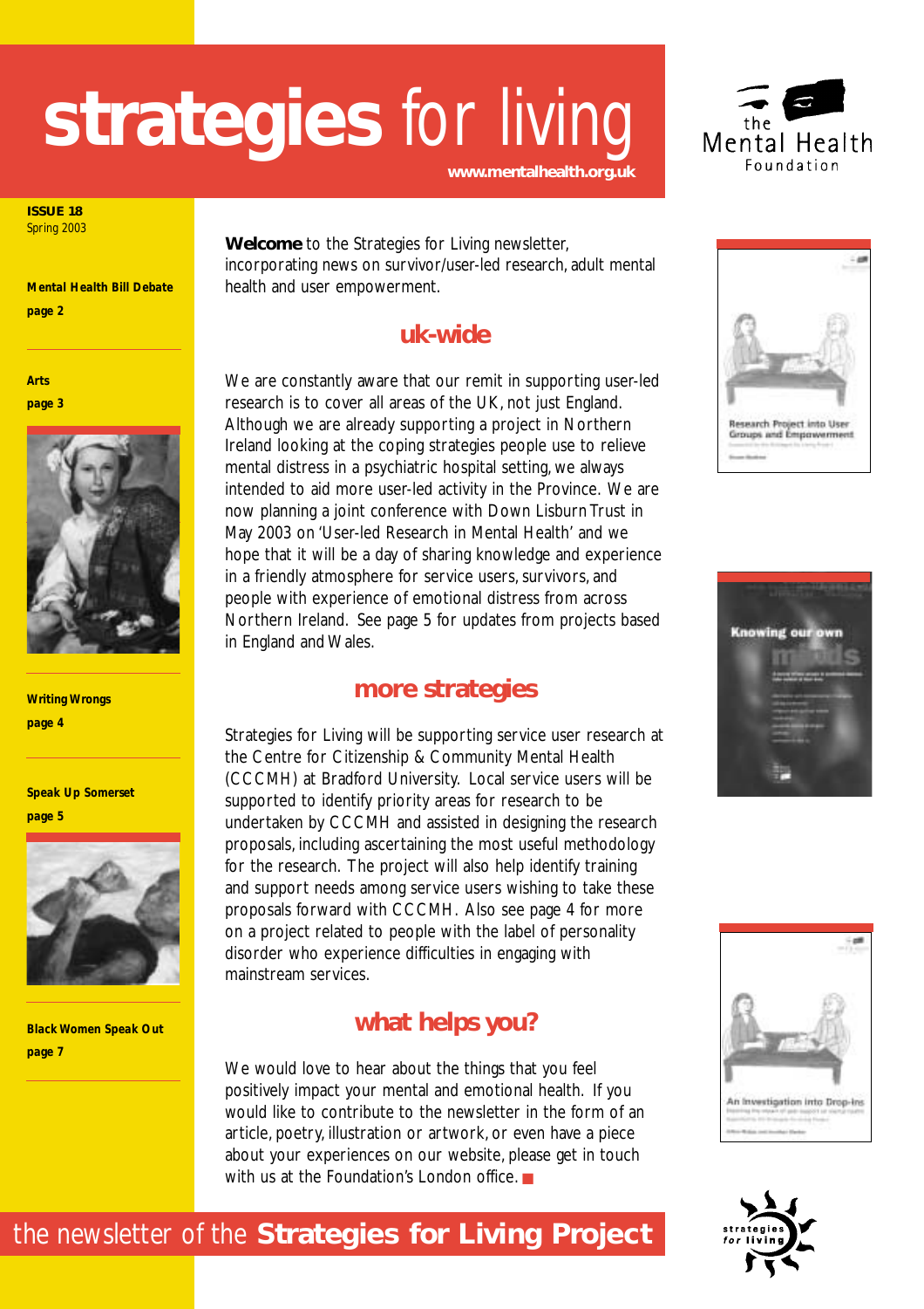# strategies for living

www.mentalhealth.org.uk

the Mental Health Foundation

**ISSUE 18**
Spring 2003

**Mental Health Bill Debate**
**page 2**

**Arts**
**page 3**

**Writing Wrongs**
**page 4**

**Speak Up Somerset**
**page 5**

**Black Women Speak Out**
**page 7**

**Welcome** to the Strategies for Living newsletter, incorporating news on survivor/user-led research, adult mental health and user empowerment.

## uk-wide

We are constantly aware that our remit in supporting user-led research is to cover all areas of the UK, not just England. Although we are already supporting a project in Northern Ireland looking at the coping strategies people use to relieve mental distress in a psychiatric hospital setting, we always intended to aid more user-led activity in the Province. We are now planning a joint conference with Down Lisburn Trust in May 2003 on 'User-led Research in Mental Health' and we hope that it will be a day of sharing knowledge and experience in a friendly atmosphere for service users, survivors, and people with experience of emotional distress from across Northern Ireland. See page 5 for updates from projects based in England and Wales.

## more strategies

Strategies for Living will be supporting service user research at the Centre for Citizenship & Community Mental Health (CCCMH) at Bradford University. Local service users will be supported to identify priority areas for research to be undertaken by CCCMH and assisted in designing the research proposals, including ascertaining the most useful methodology for the research. The project will also help identify training and support needs among service users wishing to take these proposals forward with CCCMH. Also see page 4 for more on a project related to people with the label of personality disorder who experience difficulties in engaging with mainstream services.

## what helps you?

We would love to hear about the things that you feel positively impact your mental and emotional health. If you would like to contribute to the newsletter in the form of an article, poetry, illustration or artwork, or even have a piece about your experiences on our website, please get in touch with us at the Foundation's London office.

Research Project into User Groups and Empowerment

Knowing our own minds

An Investigation into Drop-ins

the newsletter of the **Strategies for Living Project**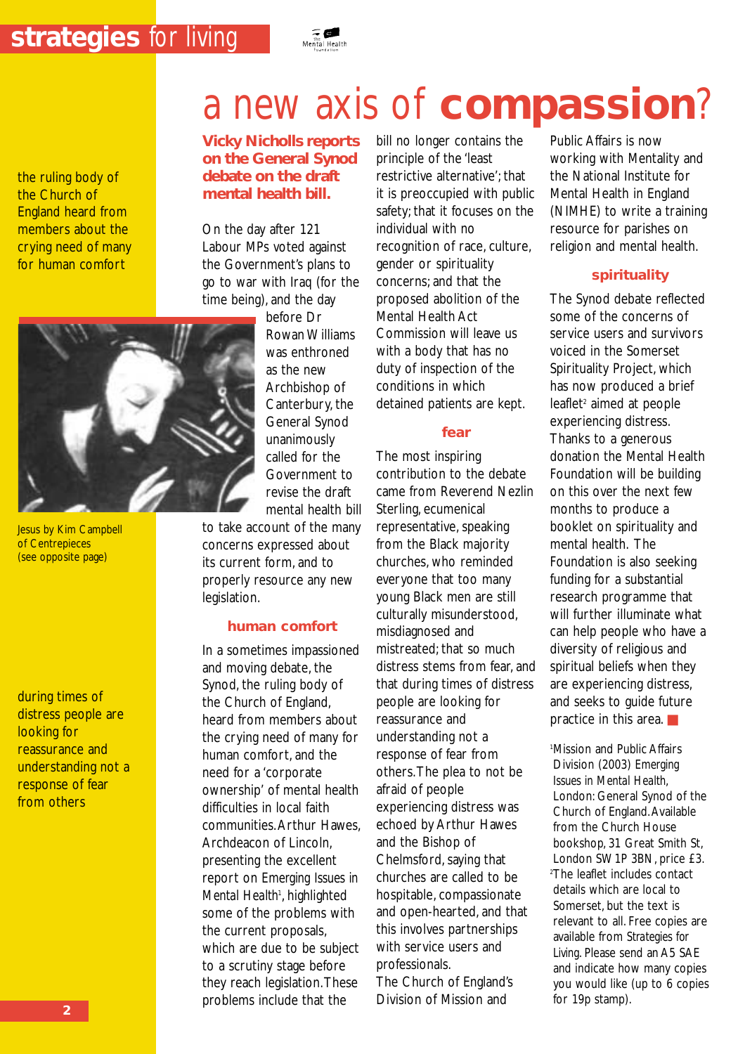# a new axis of **compassion**?

**Vicky Nicholls reports on the General Synod debate on the draft mental health bill.**

> the ruling body of the Church of England heard from members about the crying need of many for human comfort

On the day after 121 Labour MPs voted against the Government's plans to go to war with Iraq (for the time being), and the day before Dr Rowan Williams was enthroned as the new Archbishop of Canterbury, the General Synod unanimously called for the Government to revise the draft mental health bill to take account of the many concerns expressed about its current form, and to properly resource any new legislation.

Jesus by Kim Campbell of Centrepieces (see opposite page)

## human comfort

In a sometimes impassioned and moving debate, the Synod, the ruling body of the Church of England, heard from members about the crying need of many for human comfort, and the need for a 'corporate ownership' of mental health difficulties in local faith communities. Arthur Hawes, Archdeacon of Lincoln, presenting the excellent report on Emerging Issues in *Mental Health*[1], highlighted some of the problems with the current proposals, which are due to be subject to a scrutiny stage before they reach legislation. These problems include that the bill no longer contains the principle of the 'least restrictive alternative'; that it is preoccupied with public safety; that it focuses on the individual with no recognition of race, culture, gender or spirituality concerns; and that the proposed abolition of the Mental Health Act Commission will leave us with a body that has no duty of inspection of the conditions in which detained patients are kept.

## fear

> during times of distress people are looking for reassurance and understanding not a response of fear from others

The most inspiring contribution to the debate came from Reverend Nezlin Sterling, ecumenical representative, speaking from the Black majority churches, who reminded everyone that too many young Black men are still culturally misunderstood, misdiagnosed and mistreated; that so much distress stems from fear, and that during times of distress people are looking for reassurance and understanding not a response of fear from others. The plea to not be afraid of people experiencing distress was echoed by Arthur Hawes and the Bishop of Chelmsford, saying that churches are called to be hospitable, compassionate and open-hearted, and that this involves partnerships with service users and professionals.

The Church of England's Division of Mission and Public Affairs is now working with Mentality and the National Institute for Mental Health in England (NIMHE) to write a training resource for parishes on religion and mental health.

## spirituality

The Synod debate reflected some of the concerns of service users and survivors voiced in the Somerset Spirituality Project, which has now produced a brief leaflet[2] aimed at people experiencing distress. Thanks to a generous donation the Mental Health Foundation will be building on this over the next few months to produce a booklet on spirituality and mental health. The Foundation is also seeking funding for a substantial research programme that will further illuminate what can help people who have a diversity of religious and spiritual beliefs when they are experiencing distress, and seeks to guide future practice in this area. ■

[1] Mission and Public Affairs Division (2003) Emerging Issues in Mental Health, London: General Synod of the Church of England. Available from the Church House bookshop, 31 Great Smith St, London SW1P 3BN, price £3.

[2] The leaflet includes contact details which are local to Somerset, but the text is relevant to all. Free copies are available from Strategies for Living. Please send an A5 SAE and indicate how many copies you would like (up to 6 copies for 19p stamp).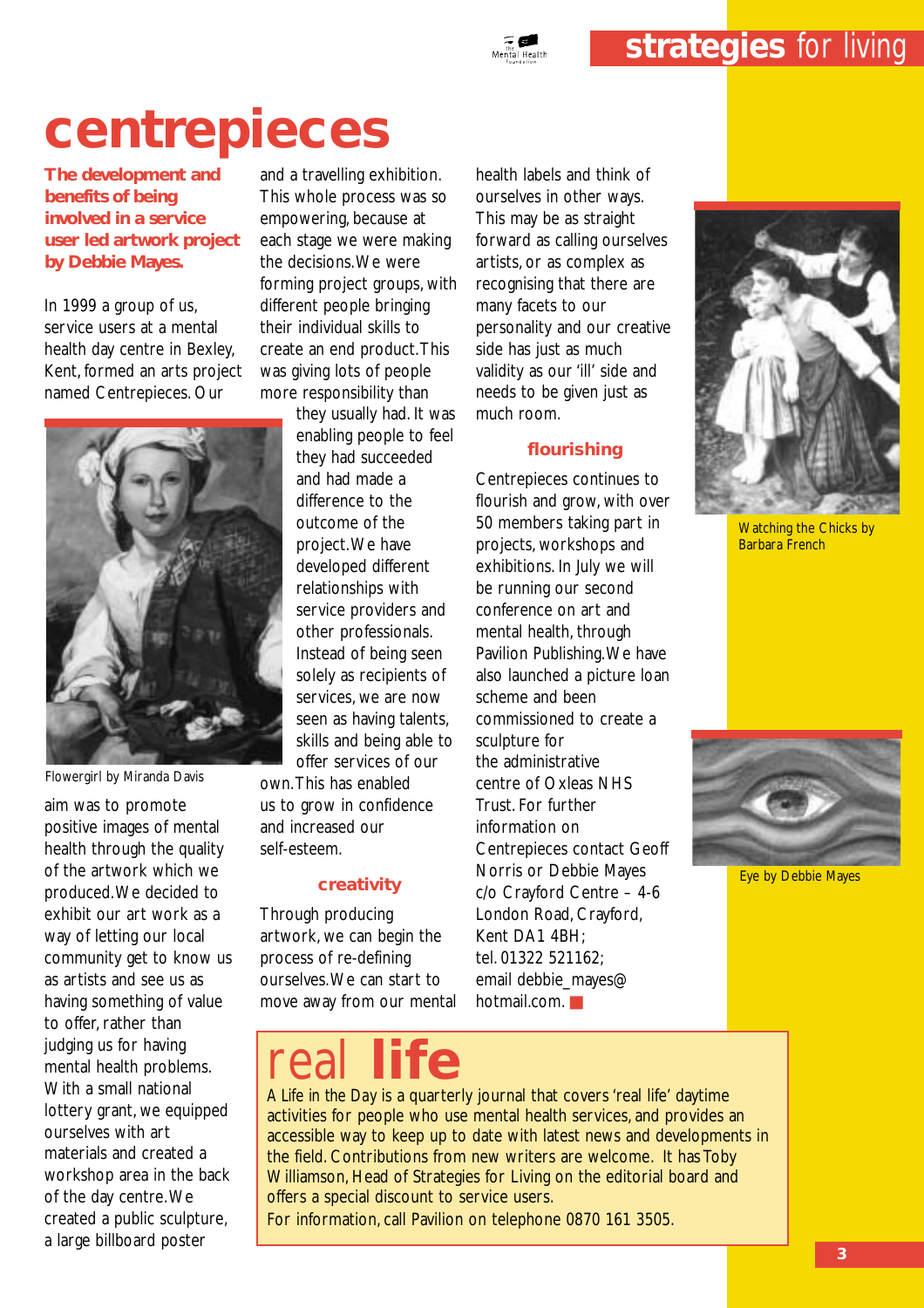# centrepieces

**The development and benefits of being involved in a service user led artwork project by Debbie Mayes.**

In 1999 a group of us, service users at a mental health day centre in Bexley, Kent, formed an arts project named Centrepieces. Our aim was to promote positive images of mental health through the quality of the artwork which we produced. We decided to exhibit our art work as a way of letting our local community get to know us as artists and see us as having something of value to offer, rather than judging us for having mental health problems. With a small national lottery grant, we equipped ourselves with art materials and created a workshop area in the back of the day centre. We created a public sculpture, a large billboard poster and a travelling exhibition. This whole process was so empowering, because at each stage we were making the decisions. We were forming project groups, with different people bringing their individual skills to create an end product. This was giving lots of people more responsibility than they usually had. It was enabling people to feel they had succeeded and had made a difference to the outcome of the project. We have developed different relationships with service providers and other professionals. Instead of being seen solely as recipients of services, we are now seen as having talents, skills and being able to offer services of our own. This has enabled us to grow in confidence and increased our self-esteem.

Flowergirl by Miranda Davis

## creativity

Through producing artwork, we can begin the process of re-defining ourselves. We can start to move away from our mental health labels and think of ourselves in other ways. This may be as straight forward as calling ourselves artists, or as complex as recognising that there are many facets to our personality and our creative side has just as much validity as our 'ill' side and needs to be given just as much room.

## flourishing

Centrepieces continues to flourish and grow, with over 50 members taking part in projects, workshops and exhibitions. In July we will be running our second conference on art and mental health, through Pavilion Publishing. We have also launched a picture loan scheme and been commissioned to create a sculpture for the administrative centre of Oxleas NHS Trust. For further information on Centrepieces contact Geoff Norris or Debbie Mayes c/o Crayford Centre – 4-6 London Road, Crayford, Kent DA1 4BH; tel. 01322 521162; email debbie_mayes@hotmail.com.

Watching the Chicks by Barbara French

Eye by Debbie Mayes

## real **life**

A Life in the Day is a quarterly journal that covers 'real life' daytime activities for people who use mental health services, and provides an accessible way to keep up to date with latest news and developments in the field. Contributions from new writers are welcome. It has Toby Williamson, Head of Strategies for Living on the editorial board and offers a special discount to service users.

For information, call Pavilion on telephone 0870 161 3505.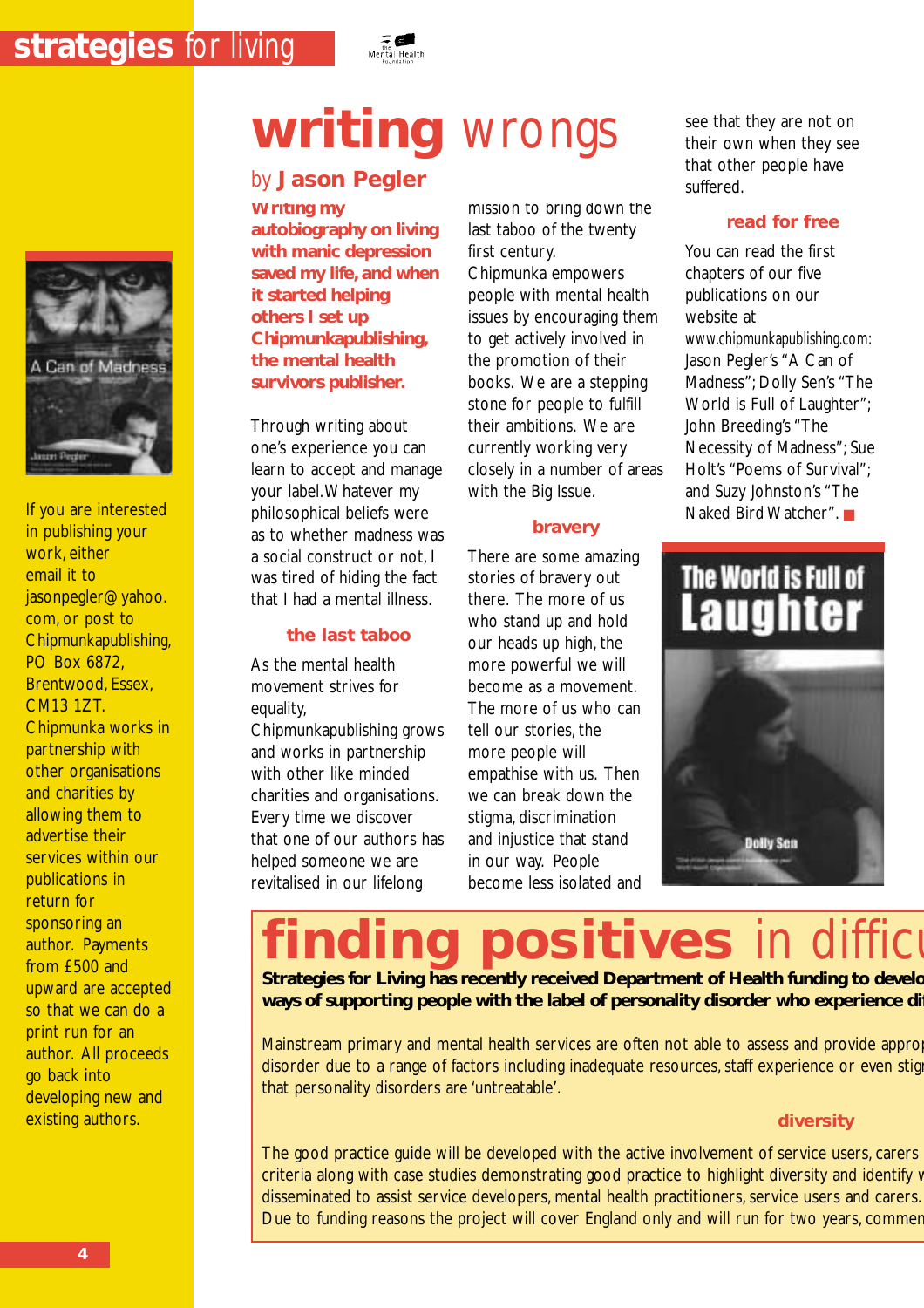# writing wrongs

by **Jason Pegler**

**Writing my autobiography on living with manic depression saved my life, and when it started helping others I set up Chipmunkapublishing, the mental health survivors publisher.**

Through writing about one's experience you can learn to accept and manage your label. Whatever my philosophical beliefs were as to whether madness was a social construct or not, I was tired of hiding the fact that I had a mental illness.

## the last taboo

As the mental health movement strives for equality, Chipmunkapublishing grows and works in partnership with other like minded charities and organisations. Every time we discover that one of our authors has helped someone we are revitalised in our lifelong mission to bring down the last taboo of the twenty first century. Chipmunka empowers people with mental health issues by encouraging them to get actively involved in the promotion of their books. We are a stepping stone for people to fulfill their ambitions. We are currently working very closely in a number of areas with the Big Issue.

## bravery

There are some amazing stories of bravery out there. The more of us who stand up and hold our heads up high, the more powerful we will become as a movement. The more of us who can tell our stories, the more people will empathise with us. Then we can break down the stigma, discrimination and injustice that stand in our way. People become less isolated and see that they are not on their own when they see that other people have suffered.

## read for free

You can read the first chapters of our five publications on our website at www.chipmunkapublishing.com: Jason Pegler's "A Can of Madness"; Dolly Sen's "The World is Full of Laughter"; John Breeding's "The Necessity of Madness"; Sue Holt's "Poems of Survival"; and Suzy Johnston's "The Naked Bird Watcher".

If you are interested in publishing your work, either email it to jasonpegler@yahoo.com, or post to Chipmunkapublishing, PO Box 6872, Brentwood, Essex, CM13 1ZT. Chipmunka works in partnership with other organisations and charities by allowing them to advertise their services within our publications in return for sponsoring an author. Payments from £500 and upward are accepted so that we can do a print run for an author. All proceeds go back into developing new and existing authors.

# finding positives in difficu

**Strategies for Living has recently received Department of Health funding to develo ways of supporting people with the label of personality disorder who experience di**

Mainstream primary and mental health services are often not able to assess and provide appro disorder due to a range of factors including inadequate resources, staff experience or even stig that personality disorders are 'untreatable'.

## diversity

The good practice guide will be developed with the active involvement of service users, carers criteria along with case studies demonstrating good practice to highlight diversity and identify v disseminated to assist service developers, mental health practitioners, service users and carers. Due to funding reasons the project will cover England only and will run for two years, commen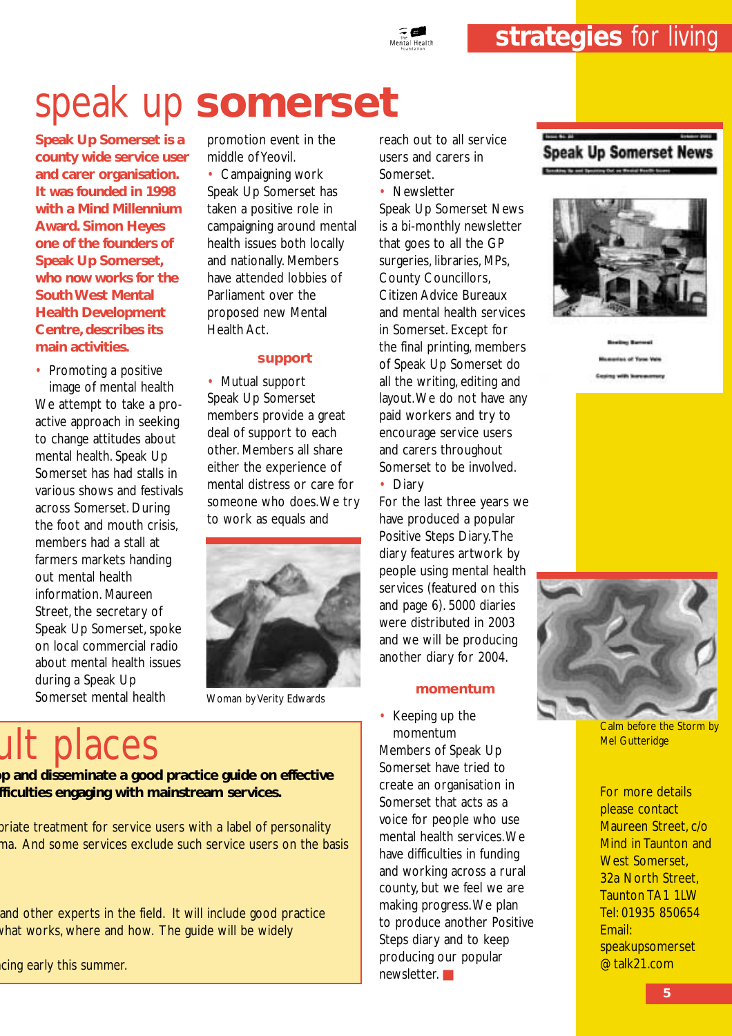# speak up **somerset**

**Speak Up Somerset is a county wide service user and carer organisation. It was founded in 1998 with a Mind Millennium Award. Simon Heyes one of the founders of Speak Up Somerset, who now works for the South West Mental Health Development Centre, describes its main activities.**

- Promoting a positive image of mental health

We attempt to take a pro-active approach in seeking to change attitudes about mental health. Speak Up Somerset has had stalls in various shows and festivals across Somerset. During the foot and mouth crisis, members had a stall at farmers markets handing out mental health information. Maureen Street, the secretary of Speak Up Somerset, spoke on local commercial radio about mental health issues during a Speak Up Somerset mental health promotion event in the middle of Yeovil.

- Campaigning work

Speak Up Somerset has taken a positive role in campaigning around mental health issues both locally and nationally. Members have attended lobbies of Parliament over the proposed new Mental Health Act.

### support

- Mutual support

Speak Up Somerset members provide a great deal of support to each other. Members all share either the experience of mental distress or care for someone who does. We try to work as equals and reach out to all service users and carers in Somerset.

Woman by Verity Edwards

- Newsletter

Speak Up Somerset News is a bi-monthly newsletter that goes to all the GP surgeries, libraries, MPs, County Councillors, Citizen Advice Bureaux and mental health services in Somerset. Except for the final printing, members of Speak Up Somerset do all the writing, editing and layout. We do not have any paid workers and try to encourage service users and carers throughout Somerset to be involved.

- Diary

For the last three years we have produced a popular Positive Steps Diary. The diary features artwork by people using mental health services (featured on this and page 6). 5000 diaries were distributed in 2003 and we will be producing another diary for 2004.

### momentum

- Keeping up the momentum

Members of Speak Up Somerset have tried to create an organisation in Somerset that acts as a voice for people who use mental health services. We have difficulties in funding and working across a rural county, but we feel we are making progress. We plan to produce another Positive Steps diary and to keep producing our popular newsletter.

Calm before the Storm by Mel Gutteridge

For more details please contact Maureen Street, c/o Mind in Taunton and West Somerset, 32a North Street, Taunton TA1 1LW Tel: 01935 850654 Email: speakupsomerset@talk21.com

---

# ult places

**p and disseminate a good practice guide on effective fficulties engaging with mainstream services.**

riate treatment for service users with a label of personality ma. And some services exclude such service users on the basis

and other experts in the field. It will include good practice what works, where and how. The guide will be widely

cing early this summer.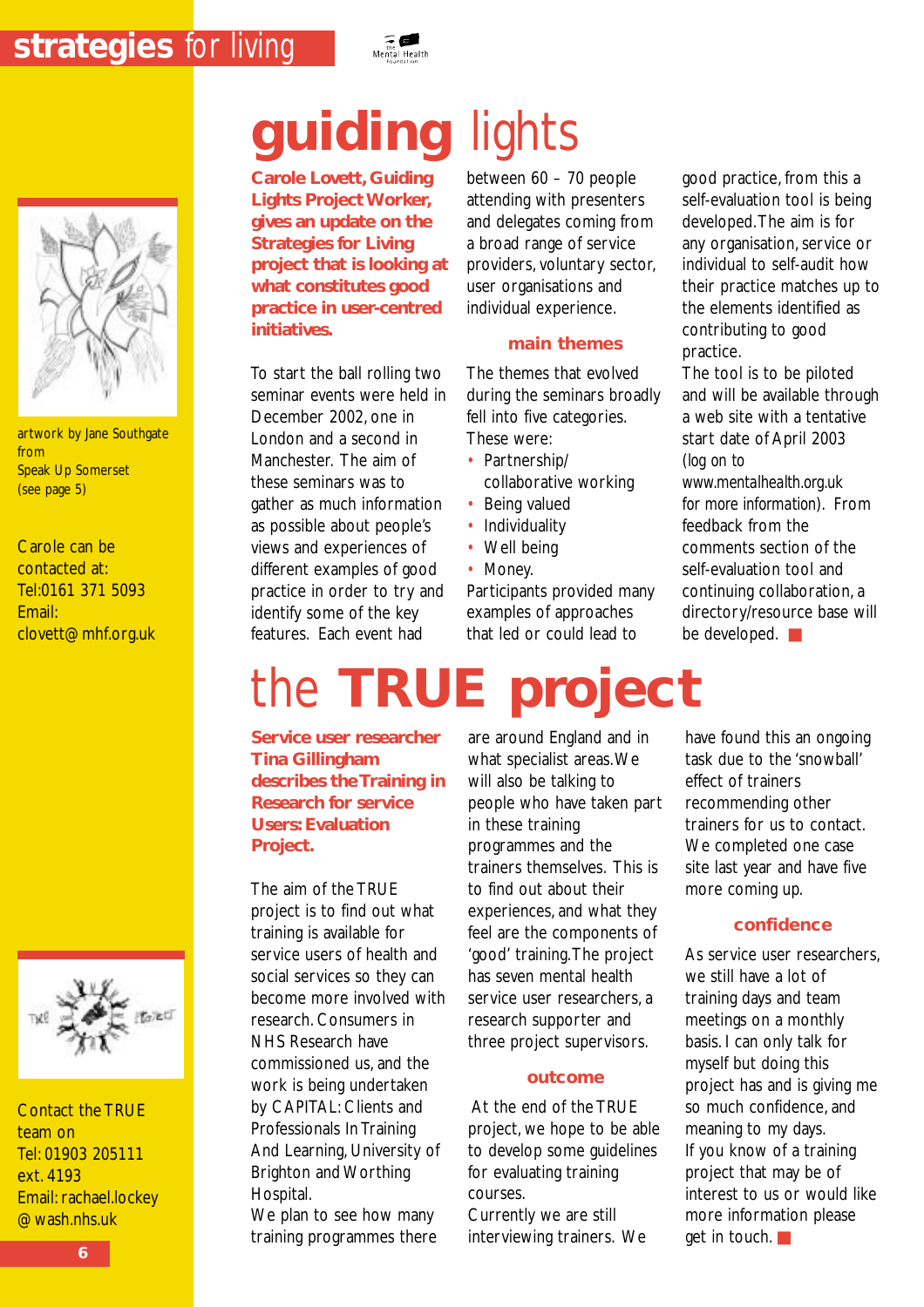# guiding lights

**Carole Lovett, Guiding Lights Project Worker, gives an update on the Strategies for Living project that is looking at what constitutes good practice in user-centred initiatives.**

To start the ball rolling two seminar events were held in December 2002, one in London and a second in Manchester. The aim of these seminars was to gather as much information as possible about people's views and experiences of different examples of good practice in order to try and identify some of the key features. Each event had between 60 – 70 people attending with presenters and delegates coming from a broad range of service providers, voluntary sector, user organisations and individual experience.

### main themes

The themes that evolved during the seminars broadly fell into five categories. These were:

- Partnership/ collaborative working
- Being valued
- Individuality
- Well being
- Money.

Participants provided many examples of approaches that led or could lead to good practice, from this a self-evaluation tool is being developed. The aim is for any organisation, service or individual to self-audit how their practice matches up to the elements identified as contributing to good practice.

The tool is to be piloted and will be available through a web site with a tentative start date of April 2003 (log on to www.mentalhealth.org.uk for more information). From feedback from the comments section of the self-evaluation tool and continuing collaboration, a directory/resource base will be developed. ■

artwork by Jane Southgate from Speak Up Somerset (see page 5)

Carole can be contacted at:
Tel:0161 371 5093
Email: clovett@mhf.org.uk

# the TRUE project

**Service user researcher Tina Gillingham describes the Training in Research for service Users: Evaluation Project.**

The aim of the TRUE project is to find out what training is available for service users of health and social services so they can become more involved with research. Consumers in NHS Research have commissioned us, and the work is being undertaken by CAPITAL: Clients and Professionals In Training And Learning, University of Brighton and Worthing Hospital.

We plan to see how many training programmes there are around England and in what specialist areas. We will also be talking to people who have taken part in these training programmes and the trainers themselves. This is to find out about their experiences, and what they feel are the components of 'good' training. The project has seven mental health service user researchers, a research supporter and three project supervisors.

### outcome

At the end of the TRUE project, we hope to be able to develop some guidelines for evaluating training courses.

Currently we are still interviewing trainers. We have found this an ongoing task due to the 'snowball' effect of trainers recommending other trainers for us to contact. We completed one case site last year and have five more coming up.

### confidence

As service user researchers, we still have a lot of training days and team meetings on a monthly basis. I can only talk for myself but doing this project has and is giving me so much confidence, and meaning to my days.

If you know of a training project that may be of interest to us or would like more information please get in touch. ■

Contact the TRUE team on
Tel: 01903 205111 ext. 4193
Email: rachael.lockey@wash.nhs.uk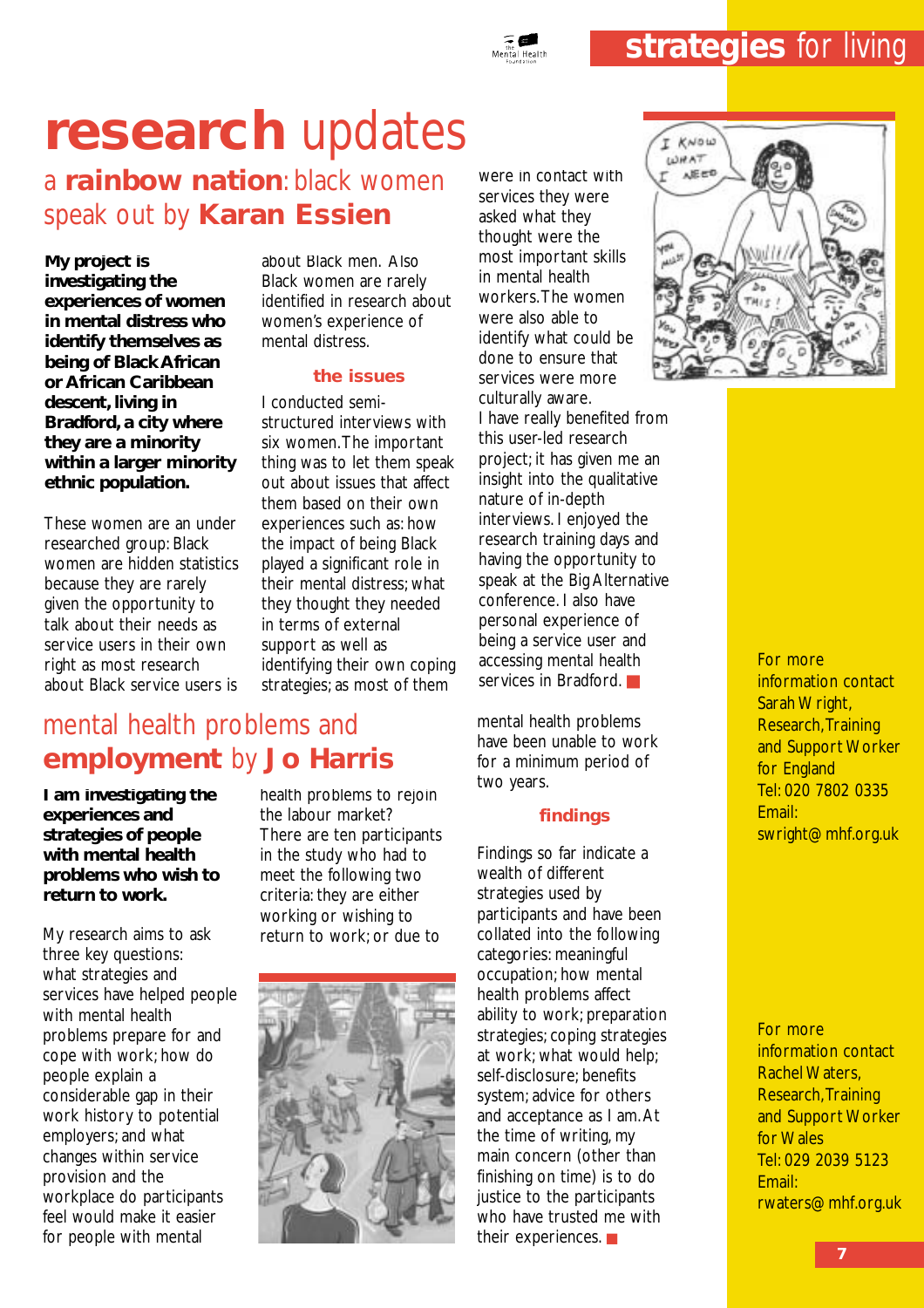# research updates

## a rainbow nation: black women speak out by Karan Essien

**My project is investigating the experiences of women in mental distress who identify themselves as being of Black African or African Caribbean descent, living in Bradford, a city where they are a minority within a larger minority ethnic population.**

These women are an under researched group: Black women are hidden statistics because they are rarely given the opportunity to talk about their needs as service users in their own right as most research about Black service users is about Black men. Also Black women are rarely identified in research about women's experience of mental distress.

### the issues

I conducted semi-structured interviews with six women. The important thing was to let them speak out about issues that affect them based on their own experiences such as: how the impact of being Black played a significant role in their mental distress; what they thought they needed in terms of external support as well as identifying their own coping strategies; as most of them were in contact with services they were asked what they thought were the most important skills in mental health workers. The women were also able to identify what could be done to ensure that services were more culturally aware.

I have really benefited from this user-led research project; it has given me an insight into the qualitative nature of in-depth interviews. I enjoyed the research training days and having the opportunity to speak at the Big Alternative conference. I also have personal experience of being a service user and accessing mental health services in Bradford.

For more information contact Sarah Wright, Research, Training and Support Worker for England
Tel: 020 7802 0335
Email: swright@mhf.org.uk

## mental health problems and employment by Jo Harris

**I am investigating the experiences and strategies of people with mental health problems who wish to return to work.**

My research aims to ask three key questions: what strategies and services have helped people with mental health problems prepare for and cope with work; how do people explain a considerable gap in their work history to potential employers; and what changes within service provision and the workplace do participants feel would make it easier for people with mental health problems to rejoin the labour market?

There are ten participants in the study who had to meet the following two criteria: they are either working or wishing to return to work; or due to mental health problems have been unable to work for a minimum period of two years.

### findings

Findings so far indicate a wealth of different strategies used by participants and have been collated into the following categories: meaningful occupation; how mental health problems affect ability to work; preparation strategies; coping strategies at work; what would help; self-disclosure; benefits system; advice for others and acceptance as I am. At the time of writing, my main concern (other than finishing on time) is to do justice to the participants who have trusted me with their experiences.

For more information contact Rachel Waters, Research, Training and Support Worker for Wales
Tel: 029 2039 5123
Email: rwaters@mhf.org.uk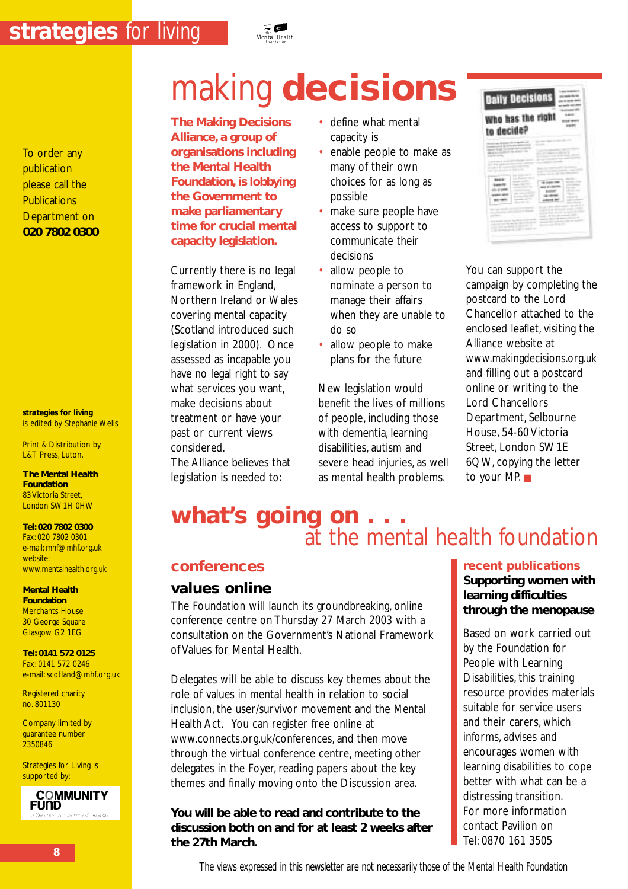# making **decisions**

**The Making Decisions Alliance, a group of organisations including the Mental Health Foundation, is lobbying the Government to make parliamentary time for crucial mental capacity legislation.**

Currently there is no legal framework in England, Northern Ireland or Wales covering mental capacity (Scotland introduced such legislation in 2000). Once assessed as incapable you have no legal right to say what services you want, make decisions about treatment or have your past or current views considered.

The Alliance believes that legislation is needed to:

- define what mental capacity is
- enable people to make as many of their own choices for as long as possible
- make sure people have access to support to communicate their decisions
- allow people to nominate a person to manage their affairs when they are unable to do so
- allow people to make plans for the future

New legislation would benefit the lives of millions of people, including those with dementia, learning disabilities, autism and severe head injuries, as well as mental health problems.

You can support the campaign by completing the postcard to the Lord Chancellor attached to the enclosed leaflet, visiting the Alliance website at www.makingdecisions.org.uk and filling out a postcard online or writing to the Lord Chancellors Department, Selbourne House, 54-60 Victoria Street, London SW1E 6QW, copying the letter to your MP.

# what's going on . . . at the mental health foundation

## conferences

### values online

The Foundation will launch its groundbreaking, online conference centre on Thursday 27 March 2003 with a consultation on the Government's National Framework of Values for Mental Health.

Delegates will be able to discuss key themes about the role of values in mental health in relation to social inclusion, the user/survivor movement and the Mental Health Act. You can register free online at www.connects.org.uk/conferences, and then move through the virtual conference centre, meeting other delegates in the Foyer, reading papers about the key themes and finally moving onto the Discussion area.

**You will be able to read and contribute to the discussion both on and for at least 2 weeks after the 27th March.**

## recent publications

### Supporting women with learning difficulties through the menopause

Based on work carried out by the Foundation for People with Learning Disabilities, this training resource provides materials suitable for service users and their carers, which informs, advises and encourages women with learning disabilities to cope better with what can be a distressing transition. For more information contact Pavilion on Tel: 0870 161 3505

---

To order any publication please call the Publications Department on **020 7802 0300**

**strategies for living** is edited by Stephanie Wells

Print & Distribution by L&T Press, Luton.

**The Mental Health Foundation**
83 Victoria Street,
London SW1H 0HW

**Tel: 020 7802 0300**
Fax: 020 7802 0301
e-mail: mhf@mhf.org.uk
website: www.mentalhealth.org.uk

**Mental Health Foundation**
Merchants House
30 George Square
Glasgow G2 1EG

**Tel: 0141 572 0125**
Fax: 0141 572 0246
e-mail: scotland@mhf.org.uk

Registered charity no. 801130

Company limited by guarantee number 2350846

Strategies for Living is supported by:

COMMUNITY FUND

*The views expressed in this newsletter are not necessarily those of the Mental Health Foundation*